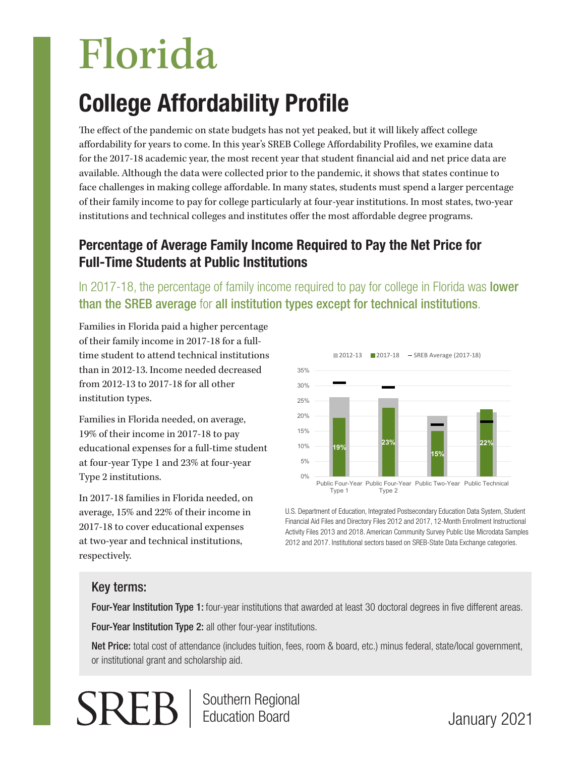# Florida

# College Affordability Profile

The effect of the pandemic on state budgets has not yet peaked, but it will likely affect college affordability for years to come. In this year's SREB College Affordability Profiles, we examine data for the 2017-18 academic year, the most recent year that student financial aid and net price data are available. Although the data were collected prior to the pandemic, it shows that states continue to face challenges in making college affordable. In many states, students must spend a larger percentage of their family income to pay for college particularly at four-year institutions. In most states, two-year institutions and technical colleges and institutes offer the most affordable degree programs.

## Percentage of Average Family Income Required to Pay the Net Price for Full-Time Students at Public Institutions

In 2017-18, the percentage of family income required to pay for college in Florida was **lower than the SREB average** for **all institution types except for technical institutions**.

Families in Florida paid a higher percentage of their family income in 2017-18 for a full-time student to attend technical institutions than in 2012-13. Income needed decreased from 2012-13 to 2017-18 for all other institution types.

Families in Florida needed, on average, 19% of their income in 2017-18 to pay educational expenses for a full-time student at four-year Type 1 and 23% at four-year Type 2 institutions.

In 2017-18 families in Florida needed, on average, 15% and 22% of their income in 2017-18 to cover educational expenses at two-year and technical institutions, respectively.

| | Public Four-Year Type 1 | Public Four-Year Type 2 | Public Two-Year | Public Technical |
|---|---|---|---|---|
| 2017-18 | 19% | 23% | 15% | 22% |

U.S. Department of Education, Integrated Postsecondary Education Data System, Student Financial Aid Files and Directory Files 2012 and 2017, 12-Month Enrollment Instructional Activity Files 2013 and 2018. American Community Survey Public Use Microdata Samples 2012 and 2017. Institutional sectors based on SREB-State Data Exchange categories.

### Key terms:

**Four-Year Institution Type 1:** four-year institutions that awarded at least 30 doctoral degrees in five different areas.

**Four-Year Institution Type 2:** all other four-year institutions.

**Net Price:** total cost of attendance (includes tuition, fees, room & board, etc.) minus federal, state/local government, or institutional grant and scholarship aid.

SREB | Southern Regional Education Board

January 2021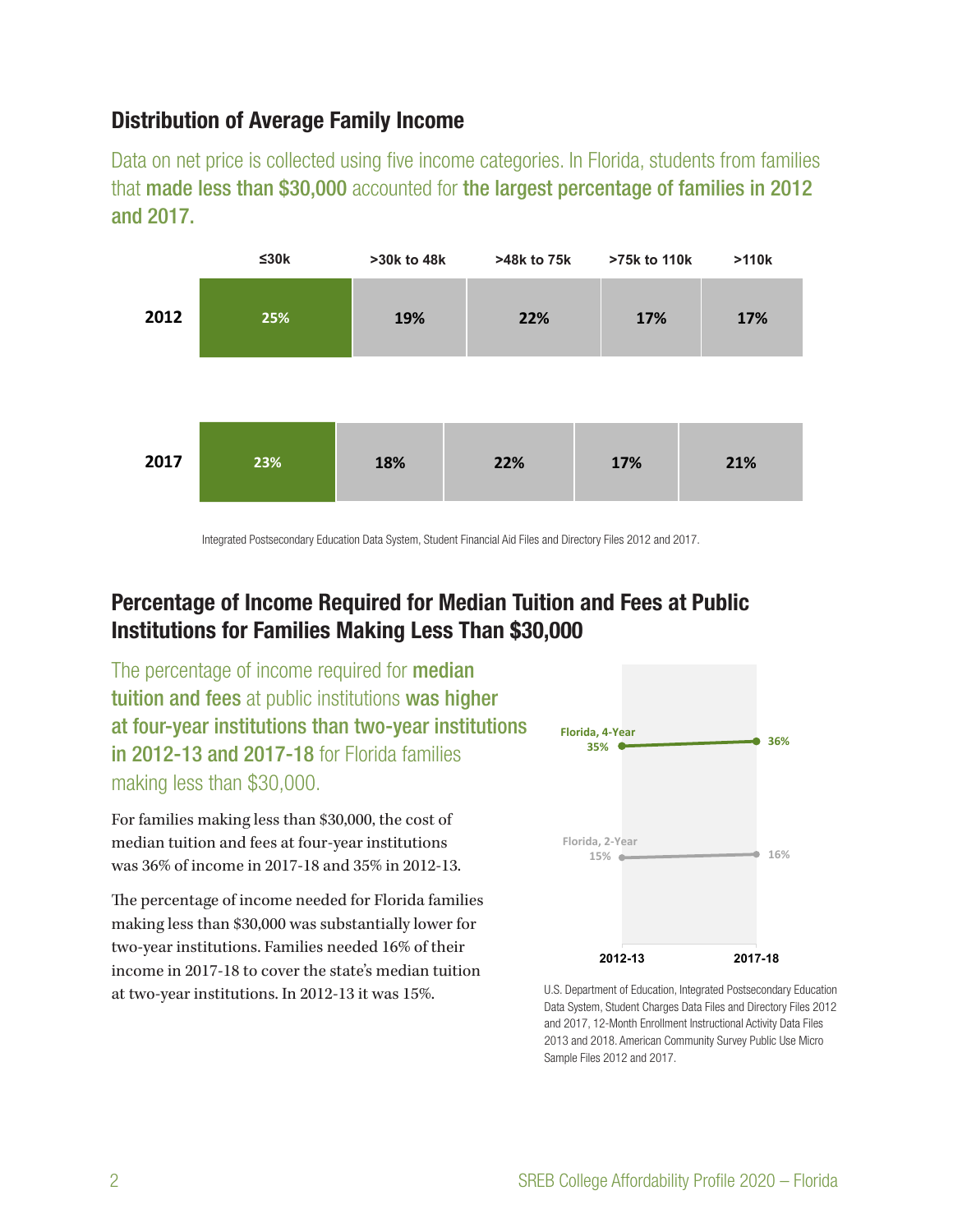## Distribution of Average Family Income

Data on net price is collected using five income categories. In Florida, students from families that **made less than $30,000** accounted for **the largest percentage of families in 2012 and 2017.**

| | ≤30k | >30k to 48k | >48k to 75k | >75k to 110k | >110k |
|---|---|---|---|---|---|
| 2012 | 25% | 19% | 22% | 17% | 17% |
| 2017 | 23% | 18% | 22% | 17% | 21% |

Integrated Postsecondary Education Data System, Student Financial Aid Files and Directory Files 2012 and 2017.

## Percentage of Income Required for Median Tuition and Fees at Public Institutions for Families Making Less Than $30,000

The percentage of income required for **median tuition and fees** at public institutions **was higher at four-year institutions than two-year institutions in 2012-13 and 2017-18** for Florida families making less than $30,000.

For families making less than $30,000, the cost of median tuition and fees at four-year institutions was 36% of income in 2017-18 and 35% in 2012-13.

The percentage of income needed for Florida families making less than $30,000 was substantially lower for two-year institutions. Families needed 16% of their income in 2017-18 to cover the state's median tuition at two-year institutions. In 2012-13 it was 15%.

| | 2012-13 | 2017-18 |
|---|---|---|
| Florida, 4-Year | 35% | 36% |
| Florida, 2-Year | 15% | 16% |

U.S. Department of Education, Integrated Postsecondary Education Data System, Student Charges Data Files and Directory Files 2012 and 2017, 12-Month Enrollment Instructional Activity Data Files 2013 and 2018. American Community Survey Public Use Micro Sample Files 2012 and 2017.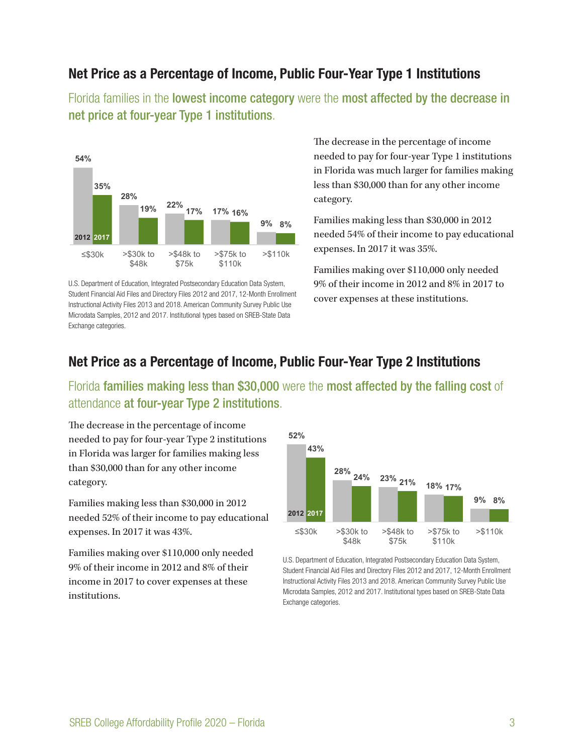## Net Price as a Percentage of Income, Public Four-Year Type 1 Institutions

### Florida families in the **lowest income category** were the **most affected by the decrease in net price at four-year Type 1 institutions**.

| Income | 2012 | 2017 |
|---|---|---|
| ≤$30k | 54% | 35% |
| >$30k to $48k | 28% | 19% |
| >$48k to $75k | 22% | 17% |
| >$75k to $110k | 17% | 16% |
| >$110k | 9% | 8% |

U.S. Department of Education, Integrated Postsecondary Education Data System, Student Financial Aid Files and Directory Files 2012 and 2017, 12-Month Enrollment Instructional Activity Files 2013 and 2018. American Community Survey Public Use Microdata Samples, 2012 and 2017. Institutional types based on SREB-State Data Exchange categories.

The decrease in the percentage of income needed to pay for four-year Type 1 institutions in Florida was much larger for families making less than $30,000 than for any other income category.

Families making less than $30,000 in 2012 needed 54% of their income to pay educational expenses. In 2017 it was 35%.

Families making over $110,000 only needed 9% of their income in 2012 and 8% in 2017 to cover expenses at these institutions.

## Net Price as a Percentage of Income, Public Four-Year Type 2 Institutions

### Florida **families making less than $30,000** were the **most affected by the falling cost** of attendance **at four-year Type 2 institutions**.

The decrease in the percentage of income needed to pay for four-year Type 2 institutions in Florida was larger for families making less than $30,000 than for any other income category.

Families making less than $30,000 in 2012 needed 52% of their income to pay educational expenses. In 2017 it was 43%.

Families making over $110,000 only needed 9% of their income in 2012 and 8% of their income in 2017 to cover expenses at these institutions.

| Income | 2012 | 2017 |
|---|---|---|
| ≤$30k | 52% | 43% |
| >$30k to $48k | 28% | 24% |
| >$48k to $75k | 23% | 21% |
| >$75k to $110k | 18% | 17% |
| >$110k | 9% | 8% |

U.S. Department of Education, Integrated Postsecondary Education Data System, Student Financial Aid Files and Directory Files 2012 and 2017, 12-Month Enrollment Instructional Activity Files 2013 and 2018. American Community Survey Public Use Microdata Samples, 2012 and 2017. Institutional types based on SREB-State Data Exchange categories.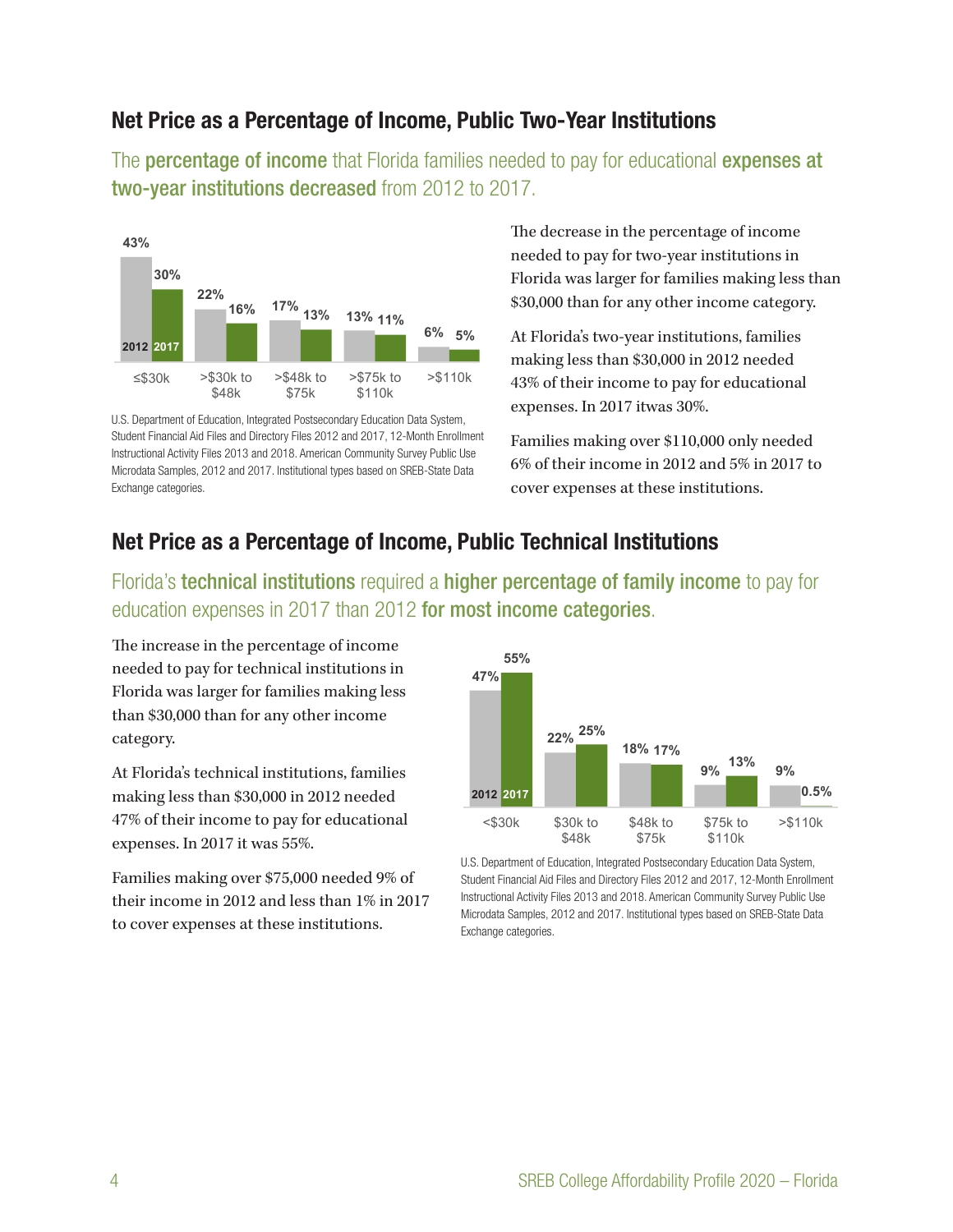## Net Price as a Percentage of Income, Public Two-Year Institutions

The **percentage of income** that Florida families needed to pay for educational **expenses at two-year institutions decreased** from 2012 to 2017.

| | ≤$30k | >$30k to $48k | >$48k to $75k | >$75k to $110k | >$110k |
|---|---|---|---|---|---|
| 2012 | 43% | 22% | 17% | 13% | 6% |
| 2017 | 30% | 16% | 13% | 11% | 5% |

U.S. Department of Education, Integrated Postsecondary Education Data System, Student Financial Aid Files and Directory Files 2012 and 2017, 12-Month Enrollment Instructional Activity Files 2013 and 2018. American Community Survey Public Use Microdata Samples, 2012 and 2017. Institutional types based on SREB-State Data Exchange categories.

The decrease in the percentage of income needed to pay for two-year institutions in Florida was larger for families making less than $30,000 than for any other income category.

At Florida's two-year institutions, families making less than $30,000 in 2012 needed 43% of their income to pay for educational expenses. In 2017 itwas 30%.

Families making over $110,000 only needed 6% of their income in 2012 and 5% in 2017 to cover expenses at these institutions.

## Net Price as a Percentage of Income, Public Technical Institutions

Florida's **technical institutions** required a **higher percentage of family income** to pay for education expenses in 2017 than 2012 **for most income categories**.

The increase in the percentage of income needed to pay for technical institutions in Florida was larger for families making less than $30,000 than for any other income category.

At Florida's technical institutions, families making less than $30,000 in 2012 needed 47% of their income to pay for educational expenses. In 2017 it was 55%.

Families making over $75,000 needed 9% of their income in 2012 and less than 1% in 2017 to cover expenses at these institutions.

| | <$30k | $30k to $48k | $48k to $75k | $75k to $110k | >$110k |
|---|---|---|---|---|---|
| 2012 | 47% | 22% | 18% | 9% | 9% |
| 2017 | 55% | 25% | 17% | 13% | 0.5% |

U.S. Department of Education, Integrated Postsecondary Education Data System, Student Financial Aid Files and Directory Files 2012 and 2017, 12-Month Enrollment Instructional Activity Files 2013 and 2018. American Community Survey Public Use Microdata Samples, 2012 and 2017. Institutional types based on SREB-State Data Exchange categories.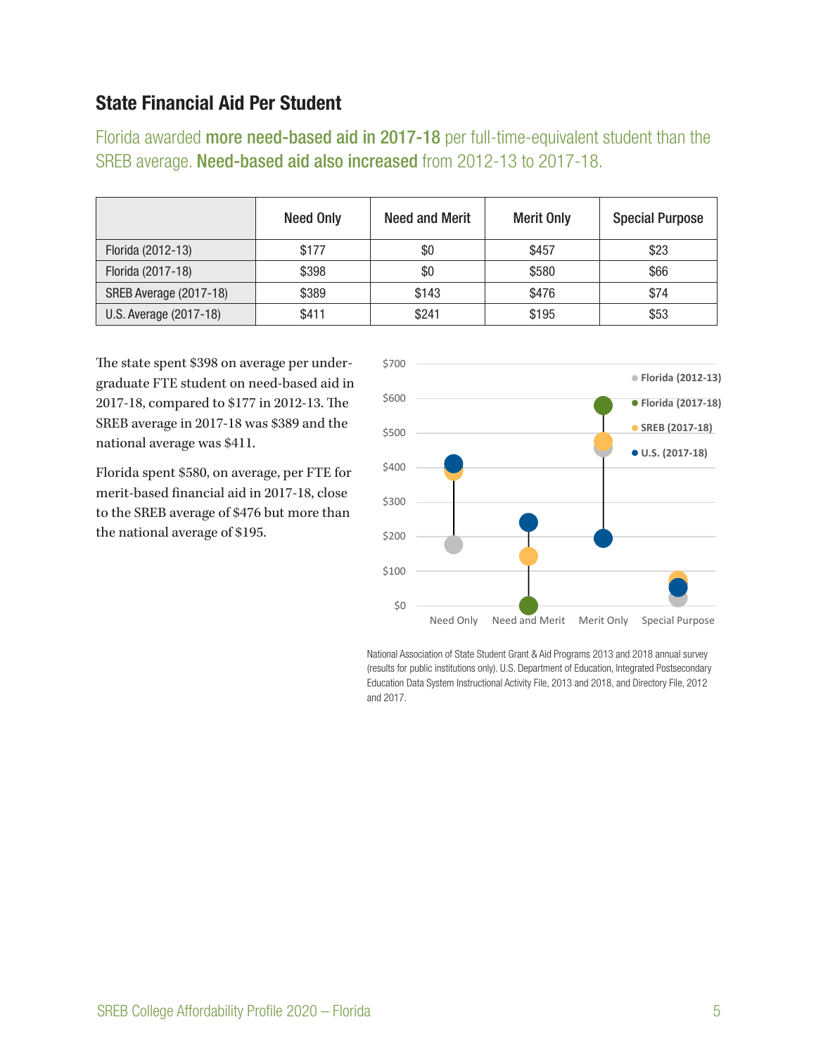## State Financial Aid Per Student

Florida awarded **more need-based aid in 2017-18** per full-time-equivalent student than the SREB average. **Need-based aid also increased** from 2012-13 to 2017-18.

| | Need Only | Need and Merit | Merit Only | Special Purpose |
|---|---|---|---|---|
| Florida (2012-13) | $177 | $0 | $457 | $23 |
| Florida (2017-18) | $398 | $0 | $580 | $66 |
| SREB Average (2017-18) | $389 | $143 | $476 | $74 |
| U.S. Average (2017-18) | $411 | $241 | $195 | $53 |

The state spent $398 on average per undergraduate FTE student on need-based aid in 2017-18, compared to $177 in 2012-13. The SREB average in 2017-18 was $389 and the national average was $411.

Florida spent $580, on average, per FTE for merit-based financial aid in 2017-18, close to the SREB average of $476 but more than the national average of $195.

National Association of State Student Grant & Aid Programs 2013 and 2018 annual survey (results for public institutions only). U.S. Department of Education, Integrated Postsecondary Education Data System Instructional Activity File, 2013 and 2018, and Directory File, 2012 and 2017.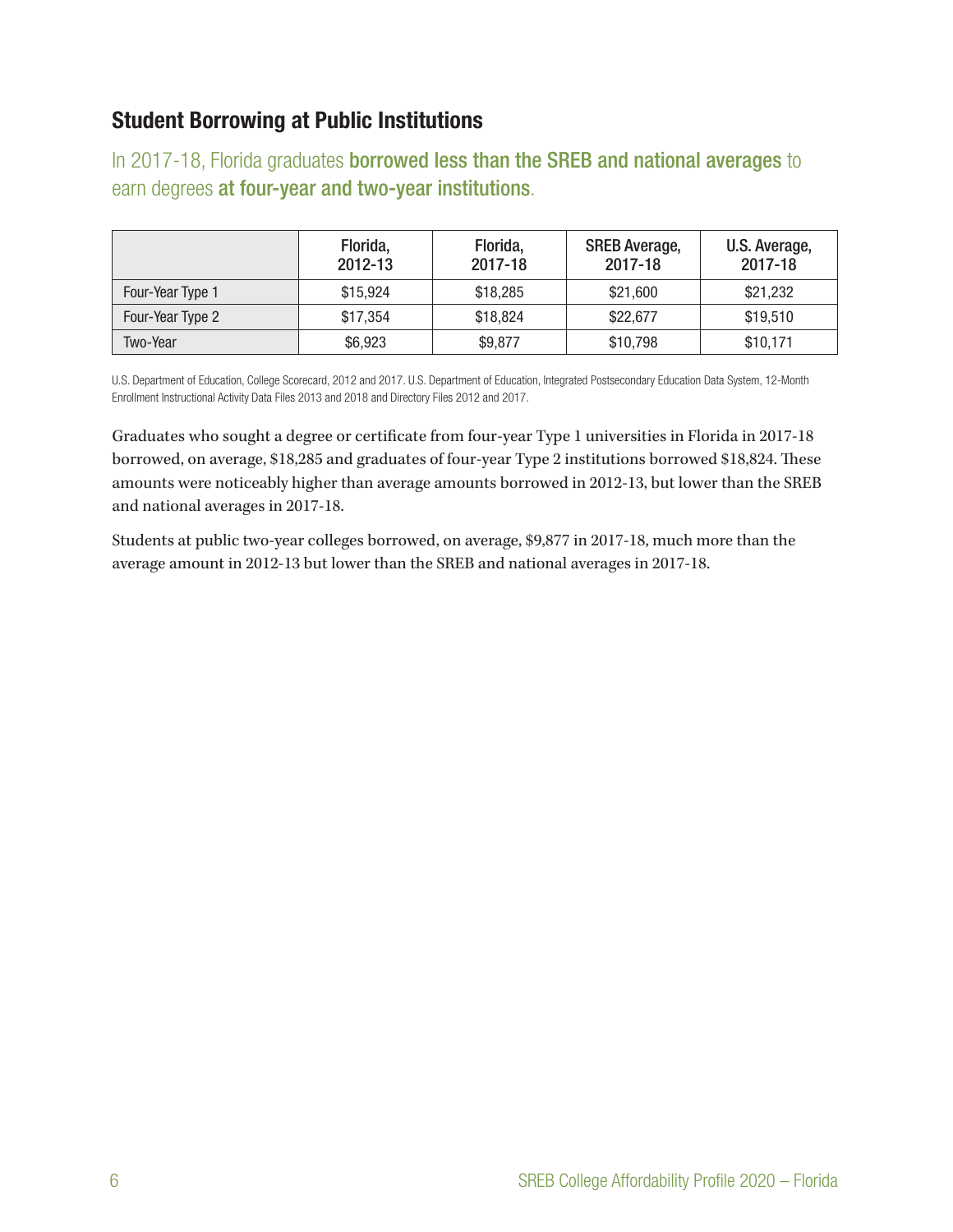## Student Borrowing at Public Institutions

In 2017-18, Florida graduates **borrowed less than the SREB and national averages** to earn degrees **at four-year and two-year institutions**.

| | Florida, 2012-13 | Florida, 2017-18 | SREB Average, 2017-18 | U.S. Average, 2017-18 |
|---|---|---|---|---|
| Four-Year Type 1 | $15,924 | $18,285 | $21,600 | $21,232 |
| Four-Year Type 2 | $17,354 | $18,824 | $22,677 | $19,510 |
| Two-Year | $6,923 | $9,877 | $10,798 | $10,171 |

U.S. Department of Education, College Scorecard, 2012 and 2017. U.S. Department of Education, Integrated Postsecondary Education Data System, 12-Month Enrollment Instructional Activity Data Files 2013 and 2018 and Directory Files 2012 and 2017.

Graduates who sought a degree or certificate from four-year Type 1 universities in Florida in 2017-18 borrowed, on average, $18,285 and graduates of four-year Type 2 institutions borrowed $18,824. These amounts were noticeably higher than average amounts borrowed in 2012-13, but lower than the SREB and national averages in 2017-18.

Students at public two-year colleges borrowed, on average, $9,877 in 2017-18, much more than the average amount in 2012-13 but lower than the SREB and national averages in 2017-18.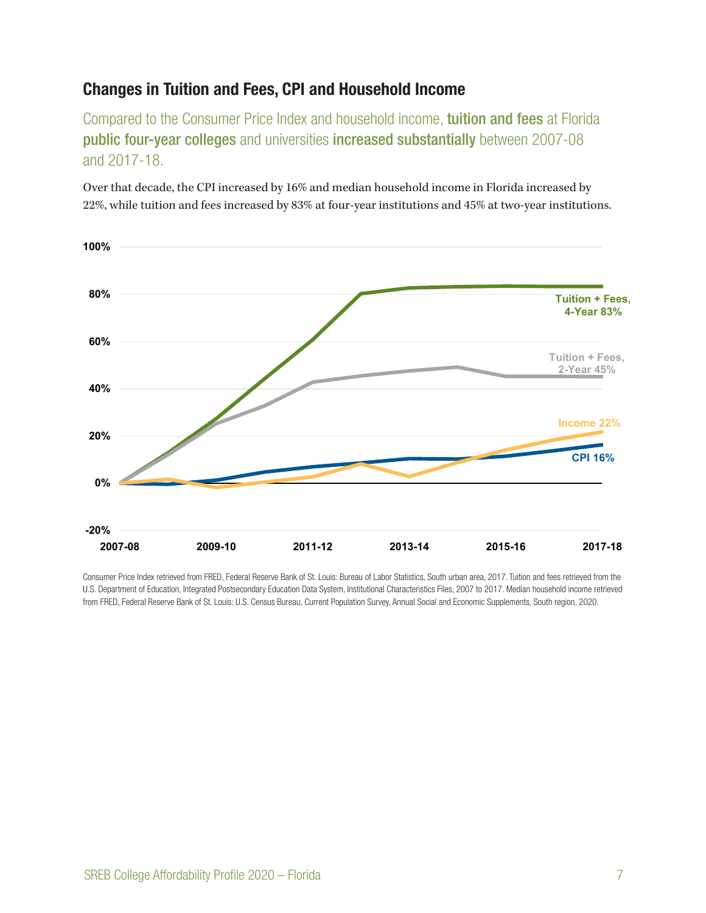## Changes in Tuition and Fees, CPI and Household Income

Compared to the Consumer Price Index and household income, **tuition and fees** at Florida **public four-year colleges** and universities **increased substantially** between 2007-08 and 2017-18.

Over that decade, the CPI increased by 16% and median household income in Florida increased by 22%, while tuition and fees increased by 83% at four-year institutions and 45% at two-year institutions.

Consumer Price Index retrieved from FRED, Federal Reserve Bank of St. Louis: Bureau of Labor Statistics, South urban area, 2017. Tuition and fees retrieved from the U.S. Department of Education, Integrated Postsecondary Education Data System, Institutional Characteristics Files, 2007 to 2017. Median household income retrieved from FRED, Federal Reserve Bank of St. Louis: U.S. Census Bureau, Current Population Survey, Annual Social and Economic Supplements, South region, 2020.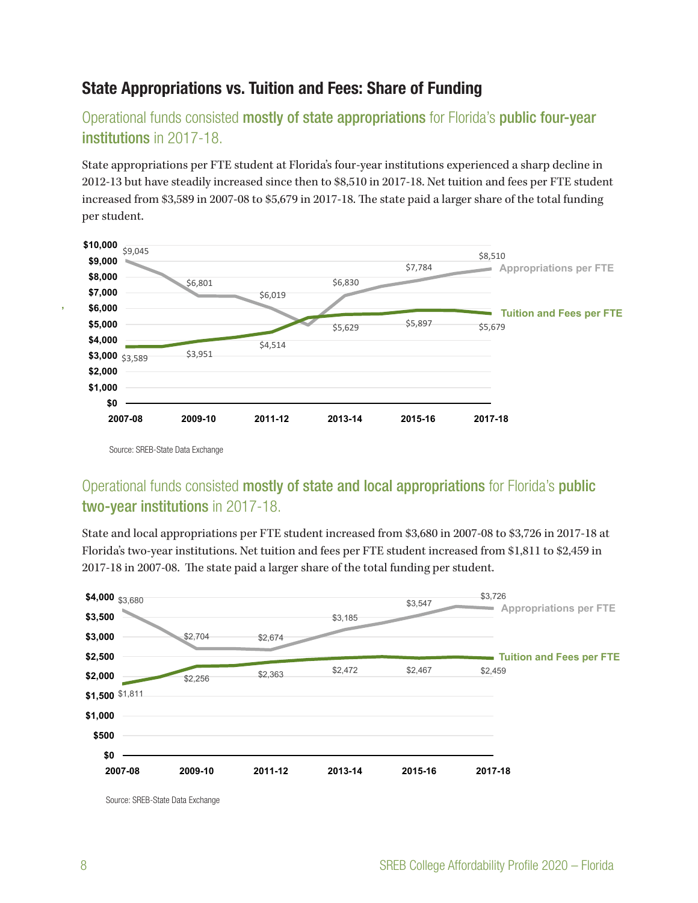## State Appropriations vs. Tuition and Fees: Share of Funding

### Operational funds consisted **mostly of state appropriations** for Florida's **public four-year institutions** in 2017-18.

State appropriations per FTE student at Florida's four-year institutions experienced a sharp decline in 2012-13 but have steadily increased since then to $8,510 in 2017-18. Net tuition and fees per FTE student increased from $3,589 in 2007-08 to $5,679 in 2017-18. The state paid a larger share of the total funding per student.

| | 2007-08 | 2009-10 | 2011-12 | 2013-14 | 2015-16 | 2017-18 |
|---|---|---|---|---|---|---|
| Appropriations per FTE | $9,045 | $6,801 | $6,019 | $6,830 | $7,784 | $8,510 |
| Tuition and Fees per FTE | $3,589 | $3,951 | $4,514 | $5,629 | $5,897 | $5,679 |

Source: SREB-State Data Exchange

### Operational funds consisted **mostly of state and local appropriations** for Florida's **public two-year institutions** in 2017-18.

State and local appropriations per FTE student increased from $3,680 in 2007-08 to $3,726 in 2017-18 at Florida's two-year institutions. Net tuition and fees per FTE student increased from $1,811 to $2,459 in 2017-18 in 2007-08. The state paid a larger share of the total funding per student.

| | 2007-08 | 2009-10 | 2011-12 | 2013-14 | 2015-16 | 2017-18 |
|---|---|---|---|---|---|---|
| Appropriations per FTE | $3,680 | $2,704 | $2,674 | $3,185 | $3,547 | $3,726 |
| Tuition and Fees per FTE | $1,811 | $2,256 | $2,363 | $2,472 | $2,467 | $2,459 |

Source: SREB-State Data Exchange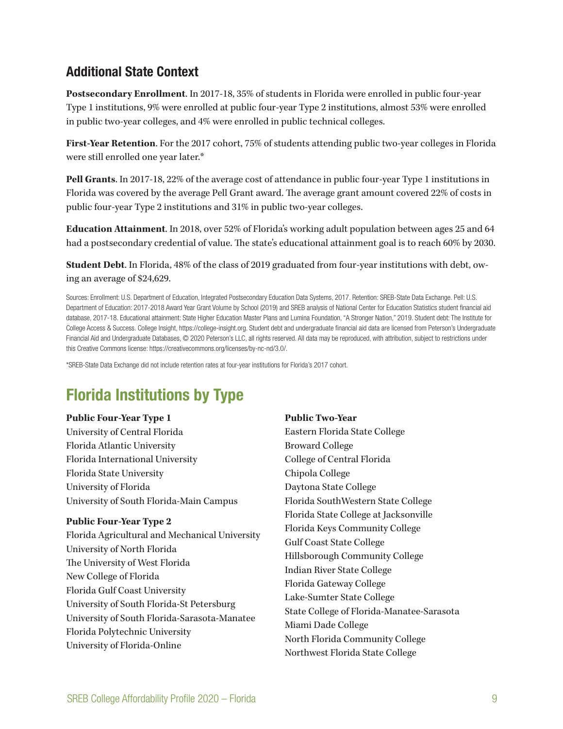## Additional State Context

**Postsecondary Enrollment**. In 2017-18, 35% of students in Florida were enrolled in public four-year Type 1 institutions, 9% were enrolled at public four-year Type 2 institutions, almost 53% were enrolled in public two-year colleges, and 4% were enrolled in public technical colleges.

**First-Year Retention**. For the 2017 cohort, 75% of students attending public two-year colleges in Florida were still enrolled one year later.*

**Pell Grants**. In 2017-18, 22% of the average cost of attendance in public four-year Type 1 institutions in Florida was covered by the average Pell Grant award. The average grant amount covered 22% of costs in public four-year Type 2 institutions and 31% in public two-year colleges.

**Education Attainment**. In 2018, over 52% of Florida's working adult population between ages 25 and 64 had a postsecondary credential of value. The state's educational attainment goal is to reach 60% by 2030.

**Student Debt**. In Florida, 48% of the class of 2019 graduated from four-year institutions with debt, owing an average of $24,629.

Sources: Enrollment: U.S. Department of Education, Integrated Postsecondary Education Data Systems, 2017. Retention: SREB-State Data Exchange. Pell: U.S. Department of Education: 2017-2018 Award Year Grant Volume by School (2019) and SREB analysis of National Center for Education Statistics student financial aid database, 2017-18. Educational attainment: State Higher Education Master Plans and Lumina Foundation, "A Stronger Nation," 2019. Student debt: The Institute for College Access & Success. College Insight, https://college-insight.org. Student debt and undergraduate financial aid data are licensed from Peterson's Undergraduate Financial Aid and Undergraduate Databases, © 2020 Peterson's LLC, all rights reserved. All data may be reproduced, with attribution, subject to restrictions under this Creative Commons license: https://creativecommons.org/licenses/by-nc-nd/3.0/.

*SREB-State Data Exchange did not include retention rates at four-year institutions for Florida's 2017 cohort.

## Florida Institutions by Type

**Public Four-Year Type 1**

University of Central Florida
Florida Atlantic University
Florida International University
Florida State University
University of Florida
University of South Florida-Main Campus

**Public Four-Year Type 2**

Florida Agricultural and Mechanical University
University of North Florida
The University of West Florida
New College of Florida
Florida Gulf Coast University
University of South Florida-St Petersburg
University of South Florida-Sarasota-Manatee
Florida Polytechnic University
University of Florida-Online

**Public Two-Year**

Eastern Florida State College
Broward College
College of Central Florida
Chipola College
Daytona State College
Florida SouthWestern State College
Florida State College at Jacksonville
Florida Keys Community College
Gulf Coast State College
Hillsborough Community College
Indian River State College
Florida Gateway College
Lake-Sumter State College
State College of Florida-Manatee-Sarasota
Miami Dade College
North Florida Community College
Northwest Florida State College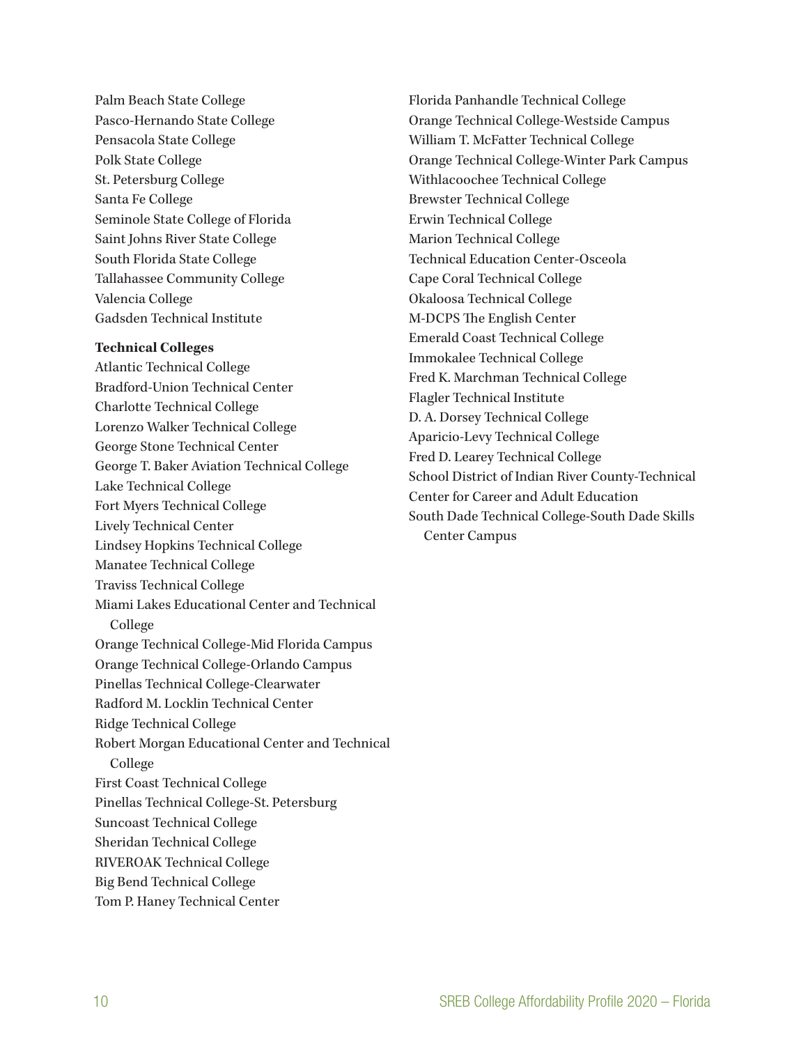Palm Beach State College
Pasco-Hernando State College
Pensacola State College
Polk State College
St. Petersburg College
Santa Fe College
Seminole State College of Florida
Saint Johns River State College
South Florida State College
Tallahassee Community College
Valencia College
Gadsden Technical Institute

**Technical Colleges**

Atlantic Technical College
Bradford-Union Technical Center
Charlotte Technical College
Lorenzo Walker Technical College
George Stone Technical Center
George T. Baker Aviation Technical College
Lake Technical College
Fort Myers Technical College
Lively Technical Center
Lindsey Hopkins Technical College
Manatee Technical College
Traviss Technical College
Miami Lakes Educational Center and Technical College
Orange Technical College-Mid Florida Campus
Orange Technical College-Orlando Campus
Pinellas Technical College-Clearwater
Radford M. Locklin Technical Center
Ridge Technical College
Robert Morgan Educational Center and Technical College
First Coast Technical College
Pinellas Technical College-St. Petersburg
Suncoast Technical College
Sheridan Technical College
RIVEROAK Technical College
Big Bend Technical College
Tom P. Haney Technical Center
Florida Panhandle Technical College
Orange Technical College-Westside Campus
William T. McFatter Technical College
Orange Technical College-Winter Park Campus
Withlacoochee Technical College
Brewster Technical College
Erwin Technical College
Marion Technical College
Technical Education Center-Osceola
Cape Coral Technical College
Okaloosa Technical College
M-DCPS The English Center
Emerald Coast Technical College
Immokalee Technical College
Fred K. Marchman Technical College
Flagler Technical Institute
D. A. Dorsey Technical College
Aparicio-Levy Technical College
Fred D. Learey Technical College
School District of Indian River County-Technical Center for Career and Adult Education
South Dade Technical College-South Dade Skills Center Campus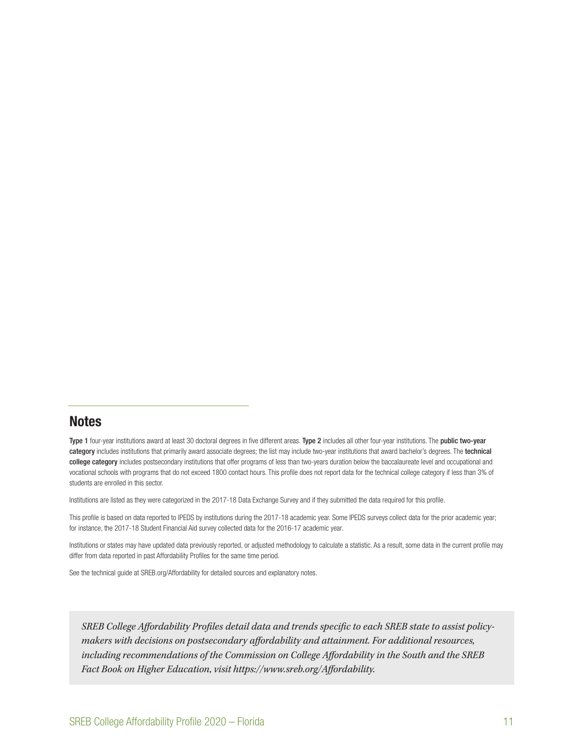## Notes

**Type 1** four-year institutions award at least 30 doctoral degrees in five different areas. **Type 2** includes all other four-year institutions. The **public two-year category** includes institutions that primarily award associate degrees; the list may include two-year institutions that award bachelor's degrees. The **technical college category** includes postsecondary institutions that offer programs of less than two-years duration below the baccalaureate level and occupational and vocational schools with programs that do not exceed 1800 contact hours. This profile does not report data for the technical college category if less than 3% of students are enrolled in this sector.

Institutions are listed as they were categorized in the 2017-18 Data Exchange Survey and if they submitted the data required for this profile.

This profile is based on data reported to IPEDS by institutions during the 2017-18 academic year. Some IPEDS surveys collect data for the prior academic year; for instance, the 2017-18 Student Financial Aid survey collected data for the 2016-17 academic year.

Institutions or states may have updated data previously reported, or adjusted methodology to calculate a statistic. As a result, some data in the current profile may differ from data reported in past Affordability Profiles for the same time period.

See the technical guide at SREB.org/Affordability for detailed sources and explanatory notes.

*SREB College Affordability Profiles detail data and trends specific to each SREB state to assist policy-makers with decisions on postsecondary affordability and attainment. For additional resources, including recommendations of the Commission on College Affordability in the South and the SREB Fact Book on Higher Education, visit https://www.sreb.org/Affordability.*